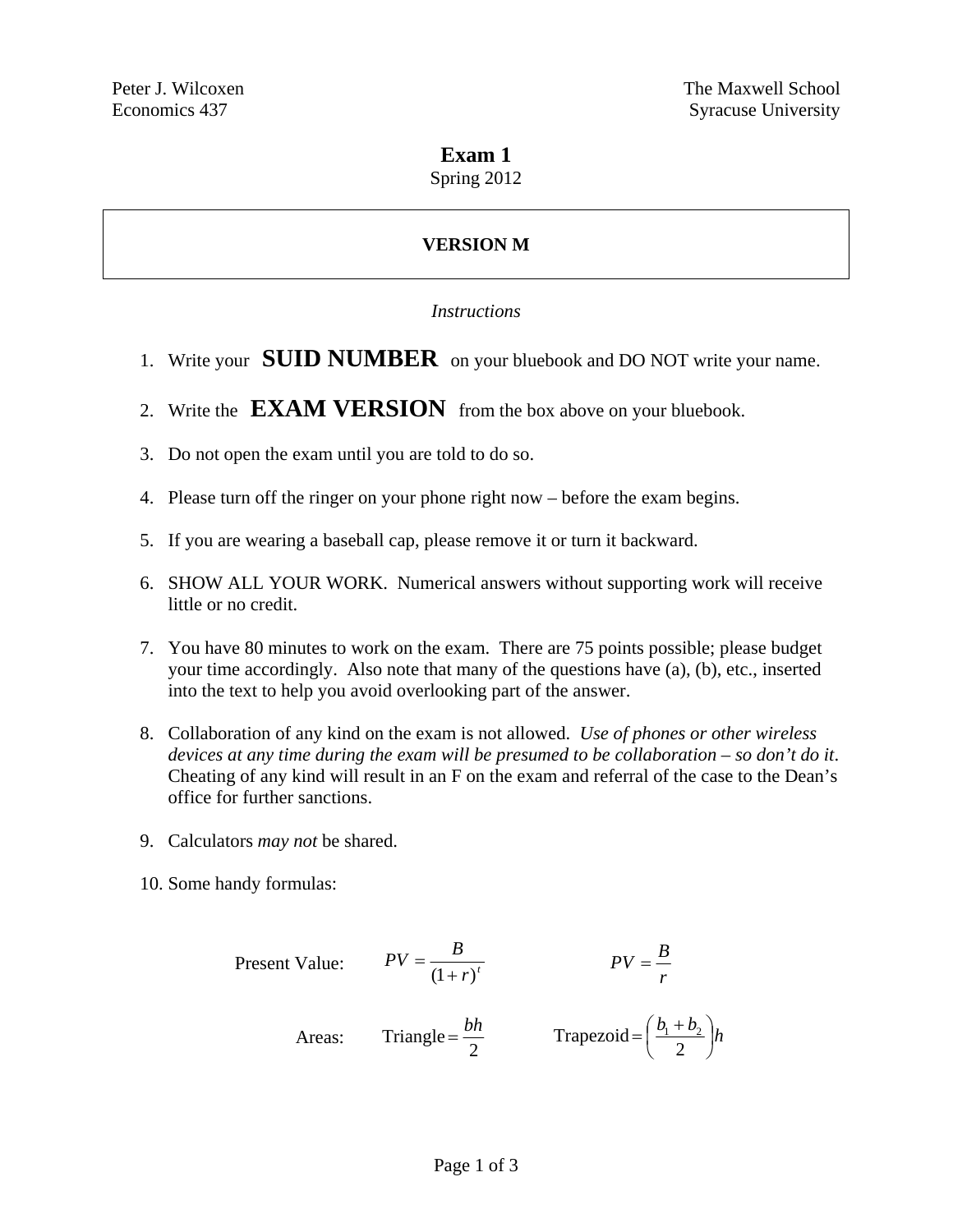Peter J. Wilcoxen
Economics 437

The Maxwell School
Syracuse University

# Exam 1

Spring 2012

**VERSION M**

*Instructions*

1. Write your **SUID NUMBER** on your bluebook and DO NOT write your name.

2. Write the **EXAM VERSION** from the box above on your bluebook.

3. Do not open the exam until you are told to do so.

4. Please turn off the ringer on your phone right now – before the exam begins.

5. If you are wearing a baseball cap, please remove it or turn it backward.

6. SHOW ALL YOUR WORK. Numerical answers without supporting work will receive little or no credit.

7. You have 80 minutes to work on the exam. There are 75 points possible; please budget your time accordingly. Also note that many of the questions have (a), (b), etc., inserted into the text to help you avoid overlooking part of the answer.

8. Collaboration of any kind on the exam is not allowed. *Use of phones or other wireless devices at any time during the exam will be presumed to be collaboration – so don't do it*. Cheating of any kind will result in an F on the exam and referral of the case to the Dean's office for further sanctions.

9. Calculators *may not* be shared.

10. Some handy formulas:

Present Value: $PV = \frac{B}{(1+r)^t}$ $\qquad PV = \frac{B}{r}$

Areas: $\text{Triangle} = \frac{bh}{2}$ $\qquad \text{Trapezoid} = \left(\frac{b_1 + b_2}{2}\right)h$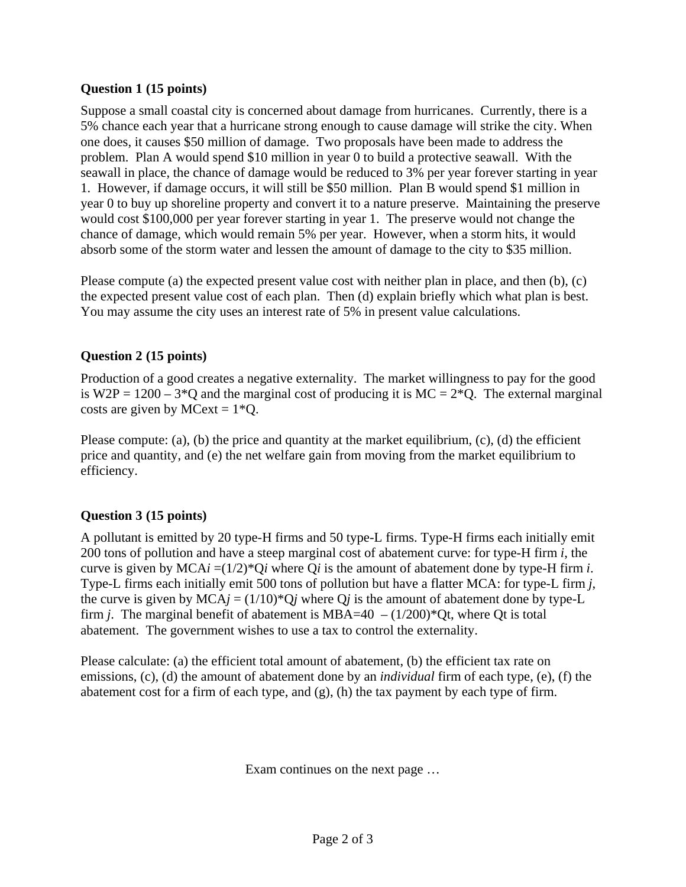**Question 1 (15 points)**

Suppose a small coastal city is concerned about damage from hurricanes. Currently, there is a 5% chance each year that a hurricane strong enough to cause damage will strike the city. When one does, it causes $50 million of damage. Two proposals have been made to address the problem. Plan A would spend $10 million in year 0 to build a protective seawall. With the seawall in place, the chance of damage would be reduced to 3% per year forever starting in year 1. However, if damage occurs, it will still be $50 million. Plan B would spend $1 million in year 0 to buy up shoreline property and convert it to a nature preserve. Maintaining the preserve would cost $100,000 per year forever starting in year 1. The preserve would not change the chance of damage, which would remain 5% per year. However, when a storm hits, it would absorb some of the storm water and lessen the amount of damage to the city to $35 million.

Please compute (a) the expected present value cost with neither plan in place, and then (b), (c) the expected present value cost of each plan. Then (d) explain briefly which what plan is best. You may assume the city uses an interest rate of 5% in present value calculations.

**Question 2 (15 points)**

Production of a good creates a negative externality. The market willingness to pay for the good is $W2P = 1200 - 3*Q$ and the marginal cost of producing it is $MC = 2*Q$. The external marginal costs are given by $MCext = 1*Q$.

Please compute: (a), (b) the price and quantity at the market equilibrium, (c), (d) the efficient price and quantity, and (e) the net welfare gain from moving from the market equilibrium to efficiency.

**Question 3 (15 points)**

A pollutant is emitted by 20 type-H firms and 50 type-L firms. Type-H firms each initially emit 200 tons of pollution and have a steep marginal cost of abatement curve: for type-H firm *i*, the curve is given by $MCA_i = (1/2)*Q_i$ where $Q_i$ is the amount of abatement done by type-H firm *i*. Type-L firms each initially emit 500 tons of pollution but have a flatter MCA: for type-L firm *j*, the curve is given by $MCA_j = (1/10)*Q_j$ where $Q_j$ is the amount of abatement done by type-L firm *j*. The marginal benefit of abatement is $MBA=40 - (1/200)*Qt$, where $Qt$ is total abatement. The government wishes to use a tax to control the externality.

Please calculate: (a) the efficient total amount of abatement, (b) the efficient tax rate on emissions, (c), (d) the amount of abatement done by an *individual* firm of each type, (e), (f) the abatement cost for a firm of each type, and (g), (h) the tax payment by each type of firm.

Exam continues on the next page …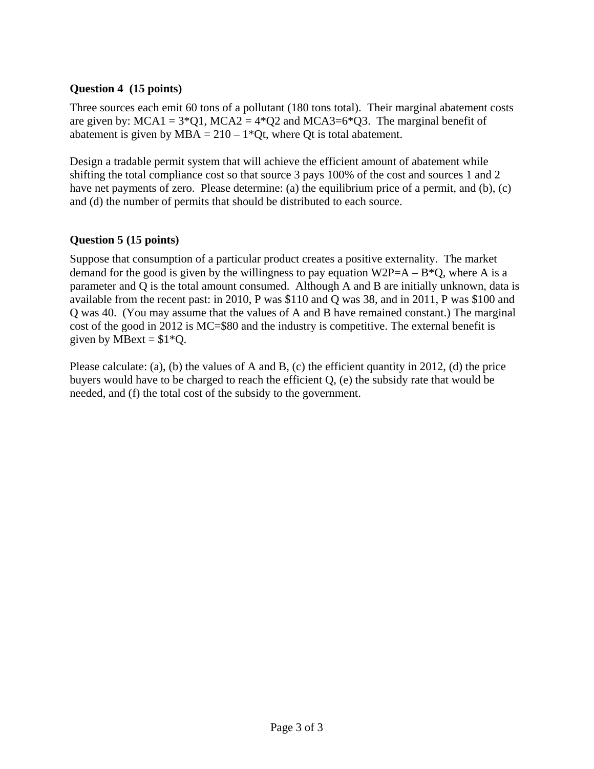**Question 4 (15 points)**

Three sources each emit 60 tons of a pollutant (180 tons total). Their marginal abatement costs are given by: $MCA1 = 3*Q1$, $MCA2 = 4*Q2$ and $MCA3=6*Q3$. The marginal benefit of abatement is given by $MBA = 210 – 1*Qt$, where Qt is total abatement.

Design a tradable permit system that will achieve the efficient amount of abatement while shifting the total compliance cost so that source 3 pays 100% of the cost and sources 1 and 2 have net payments of zero. Please determine: (a) the equilibrium price of a permit, and (b), (c) and (d) the number of permits that should be distributed to each source.

**Question 5 (15 points)**

Suppose that consumption of a particular product creates a positive externality. The market demand for the good is given by the willingness to pay equation $W2P=A – B*Q$, where A is a parameter and Q is the total amount consumed. Although A and B are initially unknown, data is available from the recent past: in 2010, P was $110 and Q was 38, and in 2011, P was $100 and Q was 40. (You may assume that the values of A and B have remained constant.) The marginal cost of the good in 2012 is MC=$80 and the industry is competitive. The external benefit is given by MBext = $1*Q.

Please calculate: (a), (b) the values of A and B, (c) the efficient quantity in 2012, (d) the price buyers would have to be charged to reach the efficient Q, (e) the subsidy rate that would be needed, and (f) the total cost of the subsidy to the government.